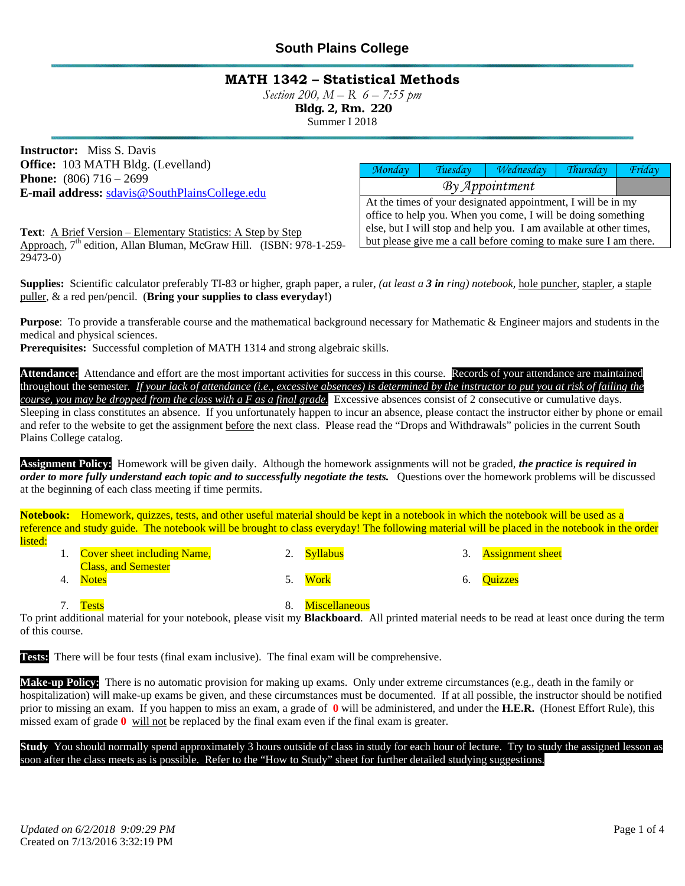# South Plains College

## MATH 1342 – Statistical Methods

*Section 200, M – R 6 – 7:55 pm*

**Bldg. 2, Rm. 220**

Summer I 2018

**Instructor:** Miss S. Davis
**Office:** 103 MATH Bldg. (Levelland)
**Phone:** (806) 716 – 2699
**E-mail address:** sdavis@SouthPlainsCollege.edu

| Monday | Tuesday | Wednesday | Thursday | Friday |
|---|---|---|---|---|
| By Appointment | | | | |
| At the times of your designated appointment, I will be in my office to help you. When you come, I will be doing something else, but I will stop and help you. I am available at other times, but please give me a call before coming to make sure I am there. | | | | |

**Text**: A Brief Version – Elementary Statistics: A Step by Step Approach, 7th edition, Allan Bluman, McGraw Hill. (ISBN: 978-1-259-29473-0)

**Supplies:** Scientific calculator preferably TI-83 or higher, graph paper, a ruler, *(at least a **3 in** ring) notebook,* hole puncher, stapler, a staple puller, & a red pen/pencil. (**Bring your supplies to class everyday!**)

**Purpose**: To provide a transferable course and the mathematical background necessary for Mathematic & Engineer majors and students in the medical and physical sciences.
**Prerequisites:** Successful completion of MATH 1314 and strong algebraic skills.

**Attendance:** Attendance and effort are the most important activities for success in this course. Records of your attendance are maintained throughout the semester. *If your lack of attendance (i.e., excessive absences) is determined by the instructor to put you at risk of failing the course, you may be dropped from the class with a F as a final grade.* Excessive absences consist of 2 consecutive or cumulative days. Sleeping in class constitutes an absence. If you unfortunately happen to incur an absence, please contact the instructor either by phone or email and refer to the website to get the assignment before the next class. Please read the "Drops and Withdrawals" policies in the current South Plains College catalog.

**Assignment Policy:** Homework will be given daily. Although the homework assignments will not be graded, ***the practice is required in order to more fully understand each topic and to successfully negotiate the tests.*** Questions over the homework problems will be discussed at the beginning of each class meeting if time permits.

**Notebook:** Homework, quizzes, tests, and other useful material should be kept in a notebook in which the notebook will be used as a reference and study guide. The notebook will be brought to class everyday! The following material will be placed in the notebook in the order listed:

1. Cover sheet including Name, Class, and Semester
2. Syllabus
3. Assignment sheet
4. Notes
5. Work
6. Quizzes
7. Tests
8. Miscellaneous

To print additional material for your notebook, please visit my **Blackboard**. All printed material needs to be read at least once during the term of this course.

**Tests:** There will be four tests (final exam inclusive). The final exam will be comprehensive.

**Make-up Policy:** There is no automatic provision for making up exams. Only under extreme circumstances (e.g., death in the family or hospitalization) will make-up exams be given, and these circumstances must be documented. If at all possible, the instructor should be notified prior to missing an exam. If you happen to miss an exam, a grade of **0** will be administered, and under the **H.E.R.** (Honest Effort Rule), this missed exam of grade **0** will not be replaced by the final exam even if the final exam is greater.

**Study** You should normally spend approximately 3 hours outside of class in study for each hour of lecture. Try to study the assigned lesson as soon after the class meets as is possible. Refer to the "How to Study" sheet for further detailed studying suggestions.

*Updated on 6/2/2018 9:09:29 PM*
Created on 7/13/2016 3:32:19 PM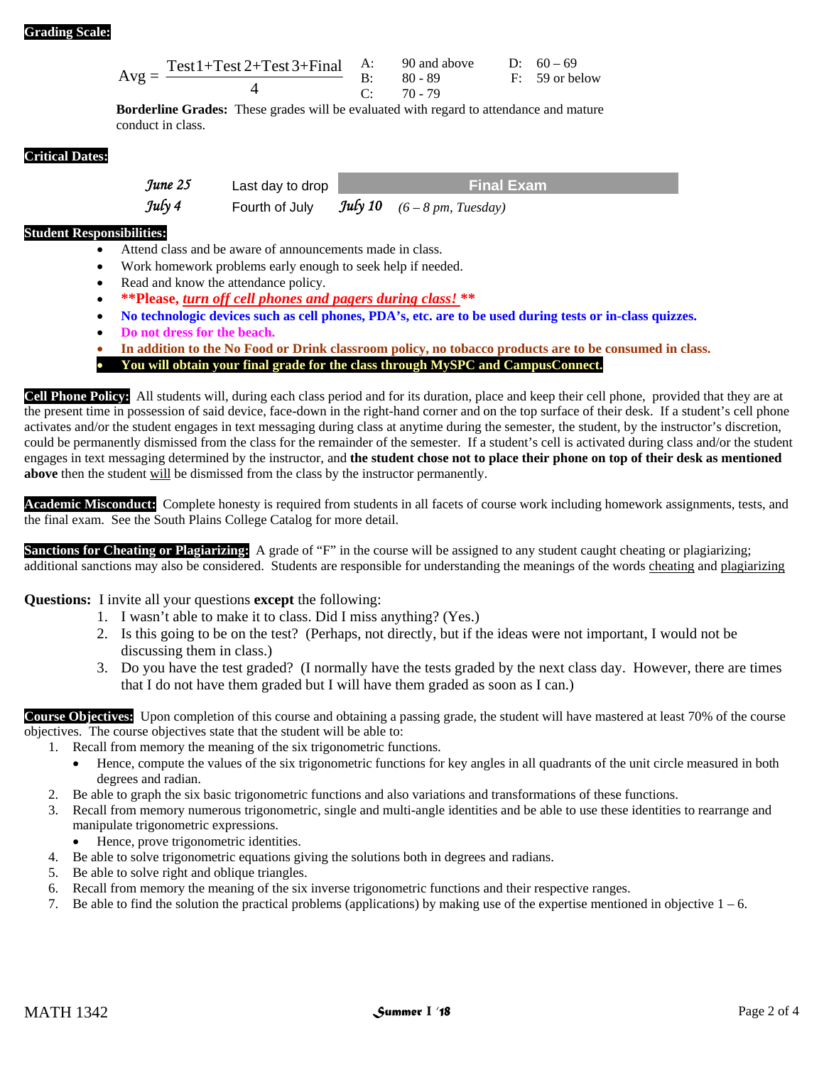## Grading Scale:

$$\text{Avg} = \frac{\text{Test 1} + \text{Test 2} + \text{Test 3} + \text{Final}}{4}$$

| | | | |
|---|---|---|---|
| A: | 90 and above | D: | 60 – 69 |
| B: | 80 - 89 | F: | 59 or below |
| C: | 70 - 79 | | |

**Borderline Grades:** These grades will be evaluated with regard to attendance and mature conduct in class.

## Critical Dates:

| | | |
|---|---|---|
| *June 25* | Last day to drop | **Final Exam** |
| *July 4* | Fourth of July | *July 10* *(6 – 8 pm, Tuesday)* |

## Student Responsibilities:

- Attend class and be aware of announcements made in class.
- Work homework problems early enough to seek help if needed.
- Read and know the attendance policy.
- **\*\*Please, *turn off cell phones and pagers during class!* \*\***
- **No technologic devices such as cell phones, PDA's, etc. are to be used during tests or in-class quizzes.**
- **Do not dress for the beach.**
- **In addition to the No Food or Drink classroom policy, no tobacco products are to be consumed in class.**
- **You will obtain your final grade for the class through MySPC and CampusConnect.**

**Cell Phone Policy:** All students will, during each class period and for its duration, place and keep their cell phone, provided that they are at the present time in possession of said device, face-down in the right-hand corner and on the top surface of their desk. If a student's cell phone activates and/or the student engages in text messaging during class at anytime during the semester, the student, by the instructor's discretion, could be permanently dismissed from the class for the remainder of the semester. If a student's cell is activated during class and/or the student engages in text messaging determined by the instructor, and **the student chose not to place their phone on top of their desk as mentioned above** then the student will be dismissed from the class by the instructor permanently.

**Academic Misconduct:** Complete honesty is required from students in all facets of course work including homework assignments, tests, and the final exam. See the South Plains College Catalog for more detail.

**Sanctions for Cheating or Plagiarizing:** A grade of "F" in the course will be assigned to any student caught cheating or plagiarizing; additional sanctions may also be considered. Students are responsible for understanding the meanings of the words cheating and plagiarizing

**Questions:** I invite all your questions **except** the following:

1. I wasn't able to make it to class. Did I miss anything? (Yes.)
2. Is this going to be on the test? (Perhaps, not directly, but if the ideas were not important, I would not be discussing them in class.)
3. Do you have the test graded? (I normally have the tests graded by the next class day. However, there are times that I do not have them graded but I will have them graded as soon as I can.)

**Course Objectives:** Upon completion of this course and obtaining a passing grade, the student will have mastered at least 70% of the course objectives. The course objectives state that the student will be able to:

1. Recall from memory the meaning of the six trigonometric functions.
   - Hence, compute the values of the six trigonometric functions for key angles in all quadrants of the unit circle measured in both degrees and radian.
2. Be able to graph the six basic trigonometric functions and also variations and transformations of these functions.
3. Recall from memory numerous trigonometric, single and multi-angle identities and be able to use these identities to rearrange and manipulate trigonometric expressions.
   - Hence, prove trigonometric identities.
4. Be able to solve trigonometric equations giving the solutions both in degrees and radians.
5. Be able to solve right and oblique triangles.
6. Recall from memory the meaning of the six inverse trigonometric functions and their respective ranges.
7. Be able to find the solution the practical problems (applications) by making use of the expertise mentioned in objective 1 – 6.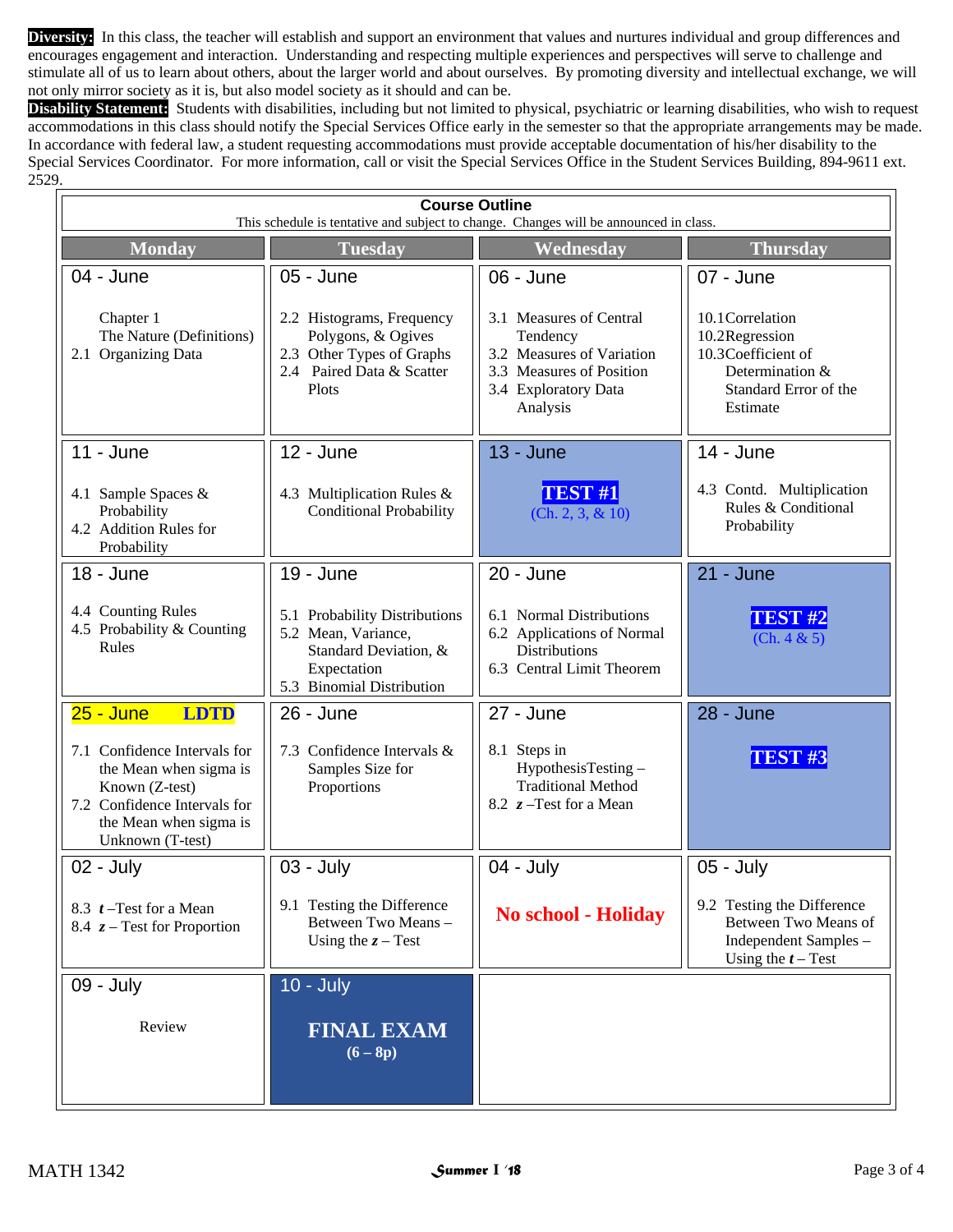**Diversity:** In this class, the teacher will establish and support an environment that values and nurtures individual and group differences and encourages engagement and interaction. Understanding and respecting multiple experiences and perspectives will serve to challenge and stimulate all of us to learn about others, about the larger world and about ourselves. By promoting diversity and intellectual exchange, we will not only mirror society as it is, but also model society as it should and can be.

**Disability Statement:** Students with disabilities, including but not limited to physical, psychiatric or learning disabilities, who wish to request accommodations in this class should notify the Special Services Office early in the semester so that the appropriate arrangements may be made. In accordance with federal law, a student requesting accommodations must provide acceptable documentation of his/her disability to the Special Services Coordinator. For more information, call or visit the Special Services Office in the Student Services Building, 894-9611 ext. 2529.

## Course Outline

This schedule is tentative and subject to change. Changes will be announced in class.

| Monday | Tuesday | Wednesday | Thursday |
|---|---|---|---|
| 04 - June<br><br>Chapter 1 The Nature (Definitions)<br>2.1 Organizing Data | 05 - June<br><br>2.2 Histograms, Frequency Polygons, & Ogives<br>2.3 Other Types of Graphs<br>2.4 Paired Data & Scatter Plots | 06 - June<br><br>3.1 Measures of Central Tendency<br>3.2 Measures of Variation<br>3.3 Measures of Position<br>3.4 Exploratory Data Analysis | 07 - June<br><br>10.1 Correlation<br>10.2 Regression<br>10.3 Coefficient of Determination & Standard Error of the Estimate |
| 11 - June<br><br>4.1 Sample Spaces & Probability<br>4.2 Addition Rules for Probability | 12 - June<br><br>4.3 Multiplication Rules & Conditional Probability | 13 - June<br><br>**TEST #1**<br>(Ch. 2, 3, & 10) | 14 - June<br><br>4.3 Contd. Multiplication Rules & Conditional Probability |
| 18 - June<br><br>4.4 Counting Rules<br>4.5 Probability & Counting Rules | 19 - June<br><br>5.1 Probability Distributions<br>5.2 Mean, Variance, Standard Deviation, & Expectation<br>5.3 Binomial Distribution | 20 - June<br><br>6.1 Normal Distributions<br>6.2 Applications of Normal Distributions<br>6.3 Central Limit Theorem | 21 - June<br><br>**TEST #2**<br>(Ch. 4 & 5) |
| 25 - June **LDTD**<br><br>7.1 Confidence Intervals for the Mean when sigma is Known (Z-test)<br>7.2 Confidence Intervals for the Mean when sigma is Unknown (T-test) | 26 - June<br><br>7.3 Confidence Intervals & Samples Size for Proportions | 27 - June<br><br>8.1 Steps in HypothesisTesting – Traditional Method<br>8.2 ***z*** –Test for a Mean | 28 - June<br><br>**TEST #3** |
| 02 - July<br><br>8.3 ***t*** –Test for a Mean<br>8.4 ***z*** – Test for Proportion | 03 - July<br><br>9.1 Testing the Difference Between Two Means – Using the ***z*** – Test | 04 - July<br><br>**No school - Holiday** | 05 - July<br><br>9.2 Testing the Difference Between Two Means of Independent Samples – Using the ***t*** – Test |
| 09 - July<br><br>Review | 10 - July<br><br>**FINAL EXAM**<br>**(6 – 8p)** | | |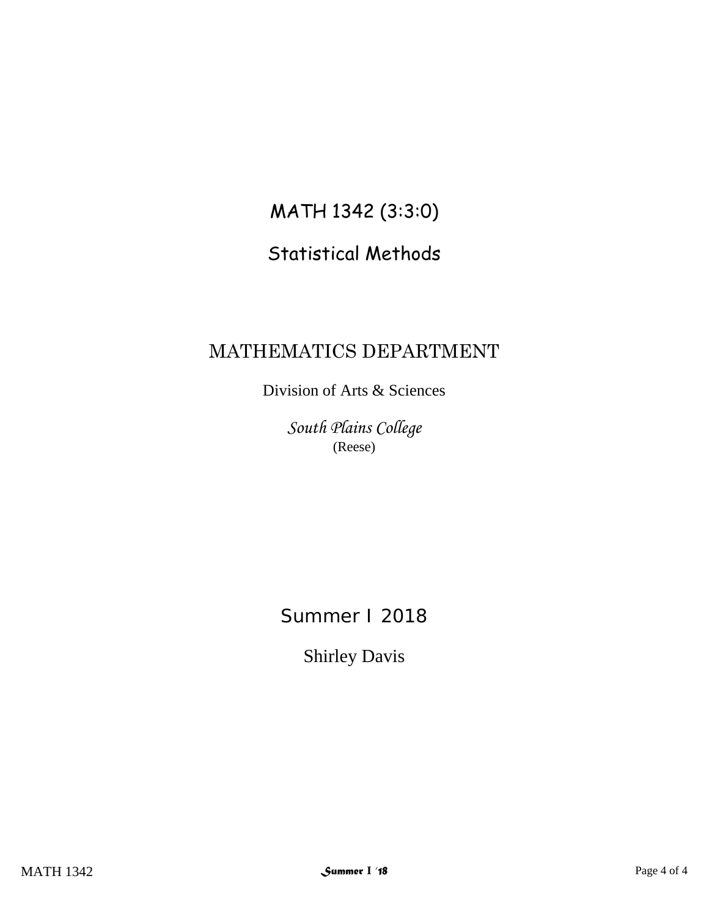# MATH 1342 (3:3:0)

## Statistical Methods

## MATHEMATICS DEPARTMENT

Division of Arts & Sciences

*South Plains College*
(Reese)

Summer I 2018

Shirley Davis